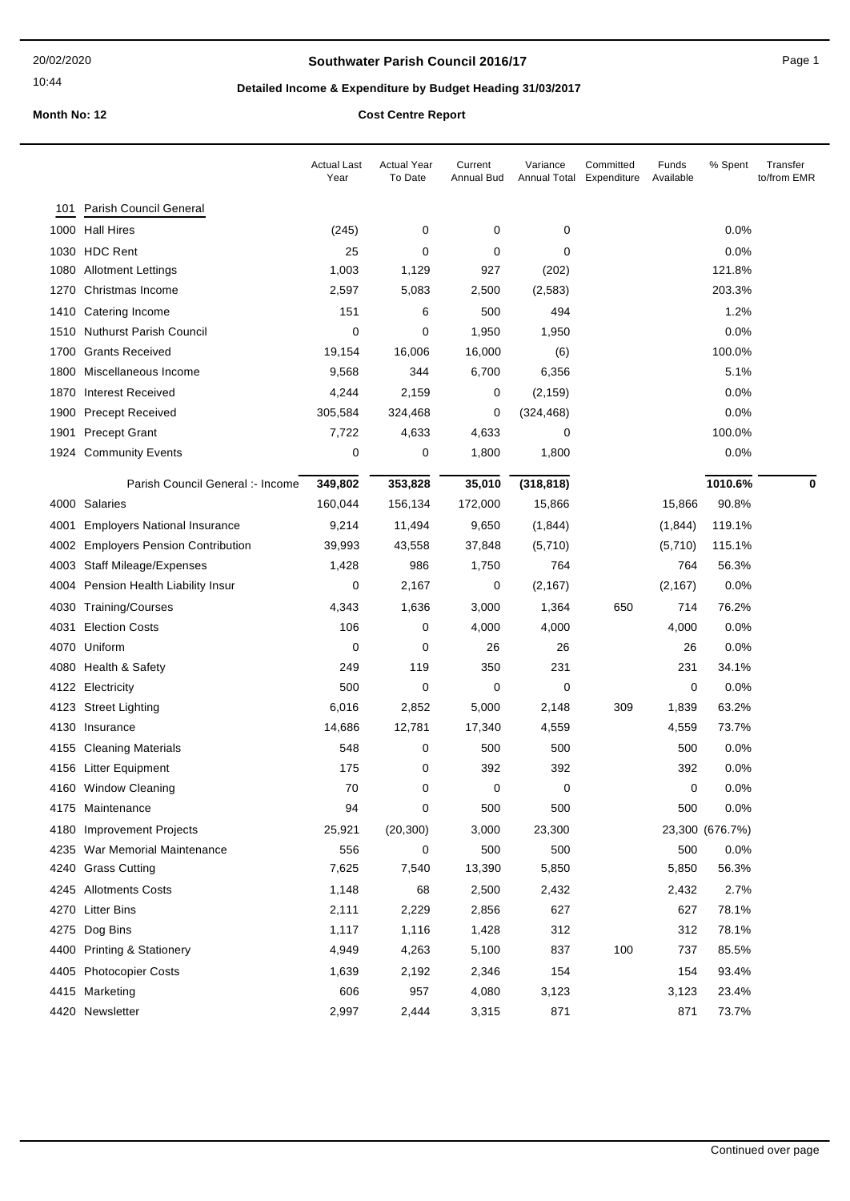# Southwater Parish Council 2016/17

## Detailed Income & Expenditure by Budget Heading 31/03/2017

**Month No: 12** **Cost Centre Report**

20/02/2020
10:44

| | | Actual Last Year | Actual Year To Date | Current Annual Bud | Variance Annual Total | Committed Expenditure | Funds Available | % Spent | Transfer to/from EMR |
|---|---|---|---|---|---|---|---|---|---|
| 101 | Parish Council General | | | | | | | | |
| 1000 | Hall Hires | (245) | 0 | 0 | 0 | | | 0.0% | |
| 1030 | HDC Rent | 25 | 0 | 0 | 0 | | | 0.0% | |
| 1080 | Allotment Lettings | 1,003 | 1,129 | 927 | (202) | | | 121.8% | |
| 1270 | Christmas Income | 2,597 | 5,083 | 2,500 | (2,583) | | | 203.3% | |
| 1410 | Catering Income | 151 | 6 | 500 | 494 | | | 1.2% | |
| 1510 | Nuthurst Parish Council | 0 | 0 | 1,950 | 1,950 | | | 0.0% | |
| 1700 | Grants Received | 19,154 | 16,006 | 16,000 | (6) | | | 100.0% | |
| 1800 | Miscellaneous Income | 9,568 | 344 | 6,700 | 6,356 | | | 5.1% | |
| 1870 | Interest Received | 4,244 | 2,159 | 0 | (2,159) | | | 0.0% | |
| 1900 | Precept Received | 305,584 | 324,468 | 0 | (324,468) | | | 0.0% | |
| 1901 | Precept Grant | 7,722 | 4,633 | 4,633 | 0 | | | 100.0% | |
| 1924 | Community Events | 0 | 0 | 1,800 | 1,800 | | | 0.0% | |
| | **Parish Council General :- Income** | **349,802** | **353,828** | **35,010** | **(318,818)** | | | **1010.6%** | **0** |
| 4000 | Salaries | 160,044 | 156,134 | 172,000 | 15,866 | | 15,866 | 90.8% | |
| 4001 | Employers National Insurance | 9,214 | 11,494 | 9,650 | (1,844) | | (1,844) | 119.1% | |
| 4002 | Employers Pension Contribution | 39,993 | 43,558 | 37,848 | (5,710) | | (5,710) | 115.1% | |
| 4003 | Staff Mileage/Expenses | 1,428 | 986 | 1,750 | 764 | | 764 | 56.3% | |
| 4004 | Pension Health Liability Insur | 0 | 2,167 | 0 | (2,167) | | (2,167) | 0.0% | |
| 4030 | Training/Courses | 4,343 | 1,636 | 3,000 | 1,364 | 650 | 714 | 76.2% | |
| 4031 | Election Costs | 106 | 0 | 4,000 | 4,000 | | 4,000 | 0.0% | |
| 4070 | Uniform | 0 | 0 | 26 | 26 | | 26 | 0.0% | |
| 4080 | Health & Safety | 249 | 119 | 350 | 231 | | 231 | 34.1% | |
| 4122 | Electricity | 500 | 0 | 0 | 0 | | 0 | 0.0% | |
| 4123 | Street Lighting | 6,016 | 2,852 | 5,000 | 2,148 | 309 | 1,839 | 63.2% | |
| 4130 | Insurance | 14,686 | 12,781 | 17,340 | 4,559 | | 4,559 | 73.7% | |
| 4155 | Cleaning Materials | 548 | 0 | 500 | 500 | | 500 | 0.0% | |
| 4156 | Litter Equipment | 175 | 0 | 392 | 392 | | 392 | 0.0% | |
| 4160 | Window Cleaning | 70 | 0 | 0 | 0 | | 0 | 0.0% | |
| 4175 | Maintenance | 94 | 0 | 500 | 500 | | 500 | 0.0% | |
| 4180 | Improvement Projects | 25,921 | (20,300) | 3,000 | 23,300 | | 23,300 | (676.7%) | |
| 4235 | War Memorial Maintenance | 556 | 0 | 500 | 500 | | 500 | 0.0% | |
| 4240 | Grass Cutting | 7,625 | 7,540 | 13,390 | 5,850 | | 5,850 | 56.3% | |
| 4245 | Allotments Costs | 1,148 | 68 | 2,500 | 2,432 | | 2,432 | 2.7% | |
| 4270 | Litter Bins | 2,111 | 2,229 | 2,856 | 627 | | 627 | 78.1% | |
| 4275 | Dog Bins | 1,117 | 1,116 | 1,428 | 312 | | 312 | 78.1% | |
| 4400 | Printing & Stationery | 4,949 | 4,263 | 5,100 | 837 | 100 | 737 | 85.5% | |
| 4405 | Photocopier Costs | 1,639 | 2,192 | 2,346 | 154 | | 154 | 93.4% | |
| 4415 | Marketing | 606 | 957 | 4,080 | 3,123 | | 3,123 | 23.4% | |
| 4420 | Newsletter | 2,997 | 2,444 | 3,315 | 871 | | 871 | 73.7% | |

Continued over page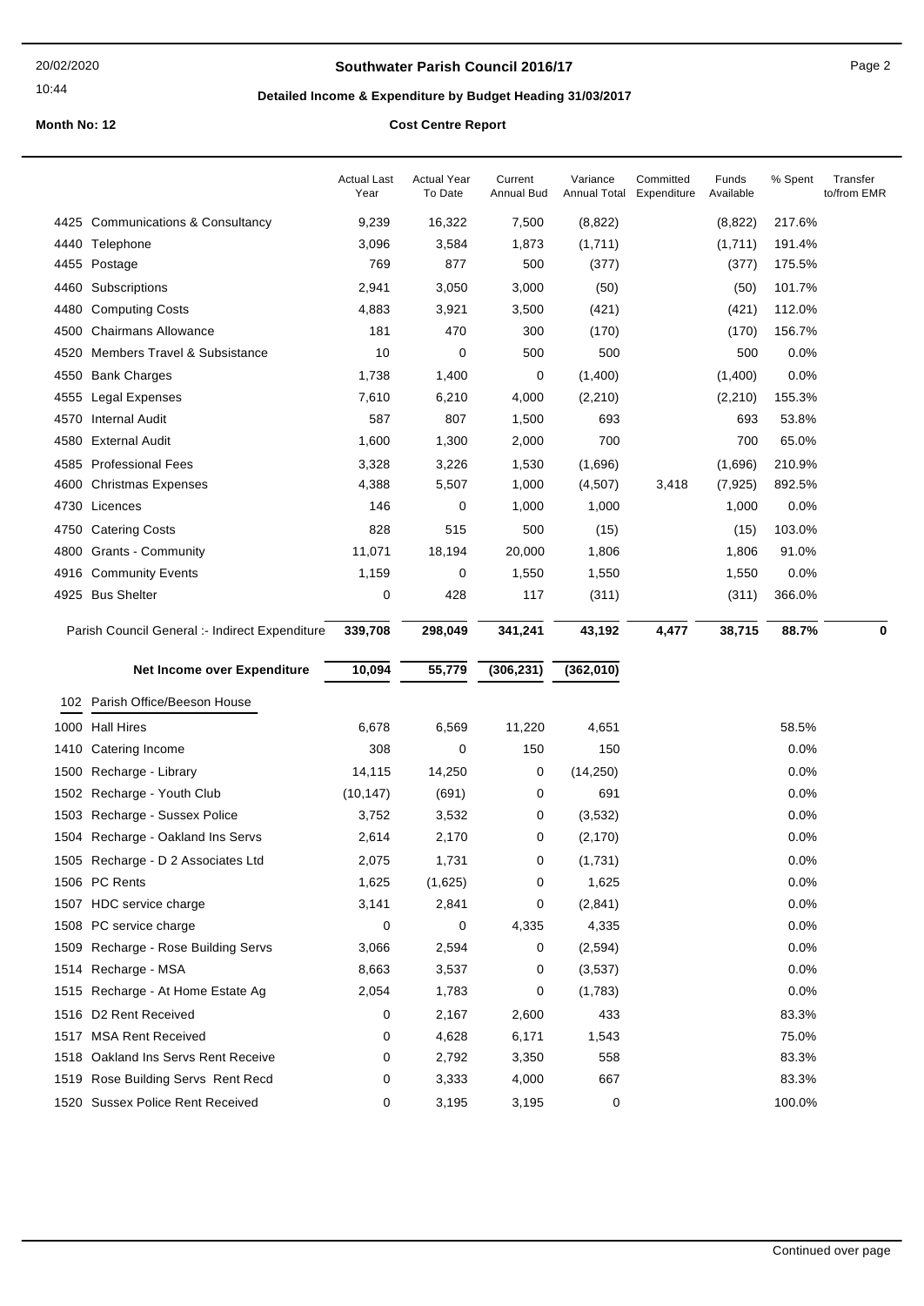# Southwater Parish Council 2016/17

## Detailed Income & Expenditure by Budget Heading 31/03/2017

**Month No: 12** **Cost Centre Report**

| | | Actual Last Year | Actual Year To Date | Current Annual Bud | Variance Annual Total | Committed Expenditure | Funds Available | % Spent | Transfer to/from EMR |
|---|---|---|---|---|---|---|---|---|---|
| 4425 | Communications & Consultancy | 9,239 | 16,322 | 7,500 | (8,822) | | (8,822) | 217.6% | |
| 4440 | Telephone | 3,096 | 3,584 | 1,873 | (1,711) | | (1,711) | 191.4% | |
| 4455 | Postage | 769 | 877 | 500 | (377) | | (377) | 175.5% | |
| 4460 | Subscriptions | 2,941 | 3,050 | 3,000 | (50) | | (50) | 101.7% | |
| 4480 | Computing Costs | 4,883 | 3,921 | 3,500 | (421) | | (421) | 112.0% | |
| 4500 | Chairmans Allowance | 181 | 470 | 300 | (170) | | (170) | 156.7% | |
| 4520 | Members Travel & Subsistance | 10 | 0 | 500 | 500 | | 500 | 0.0% | |
| 4550 | Bank Charges | 1,738 | 1,400 | 0 | (1,400) | | (1,400) | 0.0% | |
| 4555 | Legal Expenses | 7,610 | 6,210 | 4,000 | (2,210) | | (2,210) | 155.3% | |
| 4570 | Internal Audit | 587 | 807 | 1,500 | 693 | | 693 | 53.8% | |
| 4580 | External Audit | 1,600 | 1,300 | 2,000 | 700 | | 700 | 65.0% | |
| 4585 | Professional Fees | 3,328 | 3,226 | 1,530 | (1,696) | | (1,696) | 210.9% | |
| 4600 | Christmas Expenses | 4,388 | 5,507 | 1,000 | (4,507) | 3,418 | (7,925) | 892.5% | |
| 4730 | Licences | 146 | 0 | 1,000 | 1,000 | | 1,000 | 0.0% | |
| 4750 | Catering Costs | 828 | 515 | 500 | (15) | | (15) | 103.0% | |
| 4800 | Grants - Community | 11,071 | 18,194 | 20,000 | 1,806 | | 1,806 | 91.0% | |
| 4916 | Community Events | 1,159 | 0 | 1,550 | 1,550 | | 1,550 | 0.0% | |
| 4925 | Bus Shelter | 0 | 428 | 117 | (311) | | (311) | 366.0% | |
| | **Parish Council General :- Indirect Expenditure** | **339,708** | **298,049** | **341,241** | **43,192** | **4,477** | **38,715** | **88.7%** | **0** |
| | **Net Income over Expenditure** | **10,094** | **55,779** | **(306,231)** | **(362,010)** | | | | |
| 102 | Parish Office/Beeson House | | | | | | | | |
| 1000 | Hall Hires | 6,678 | 6,569 | 11,220 | 4,651 | | | 58.5% | |
| 1410 | Catering Income | 308 | 0 | 150 | 150 | | | 0.0% | |
| 1500 | Recharge - Library | 14,115 | 14,250 | 0 | (14,250) | | | 0.0% | |
| 1502 | Recharge - Youth Club | (10,147) | (691) | 0 | 691 | | | 0.0% | |
| 1503 | Recharge - Sussex Police | 3,752 | 3,532 | 0 | (3,532) | | | 0.0% | |
| 1504 | Recharge - Oakland Ins Servs | 2,614 | 2,170 | 0 | (2,170) | | | 0.0% | |
| 1505 | Recharge - D 2 Associates Ltd | 2,075 | 1,731 | 0 | (1,731) | | | 0.0% | |
| 1506 | PC Rents | 1,625 | (1,625) | 0 | 1,625 | | | 0.0% | |
| 1507 | HDC service charge | 3,141 | 2,841 | 0 | (2,841) | | | 0.0% | |
| 1508 | PC service charge | 0 | 0 | 4,335 | 4,335 | | | 0.0% | |
| 1509 | Recharge - Rose Building Servs | 3,066 | 2,594 | 0 | (2,594) | | | 0.0% | |
| 1514 | Recharge - MSA | 8,663 | 3,537 | 0 | (3,537) | | | 0.0% | |
| 1515 | Recharge - At Home Estate Ag | 2,054 | 1,783 | 0 | (1,783) | | | 0.0% | |
| 1516 | D2 Rent Received | 0 | 2,167 | 2,600 | 433 | | | 83.3% | |
| 1517 | MSA Rent Received | 0 | 4,628 | 6,171 | 1,543 | | | 75.0% | |
| 1518 | Oakland Ins Servs Rent Receive | 0 | 2,792 | 3,350 | 558 | | | 83.3% | |
| 1519 | Rose Building Servs Rent Recd | 0 | 3,333 | 4,000 | 667 | | | 83.3% | |
| 1520 | Sussex Police Rent Received | 0 | 3,195 | 3,195 | 0 | | | 100.0% | |

Continued over page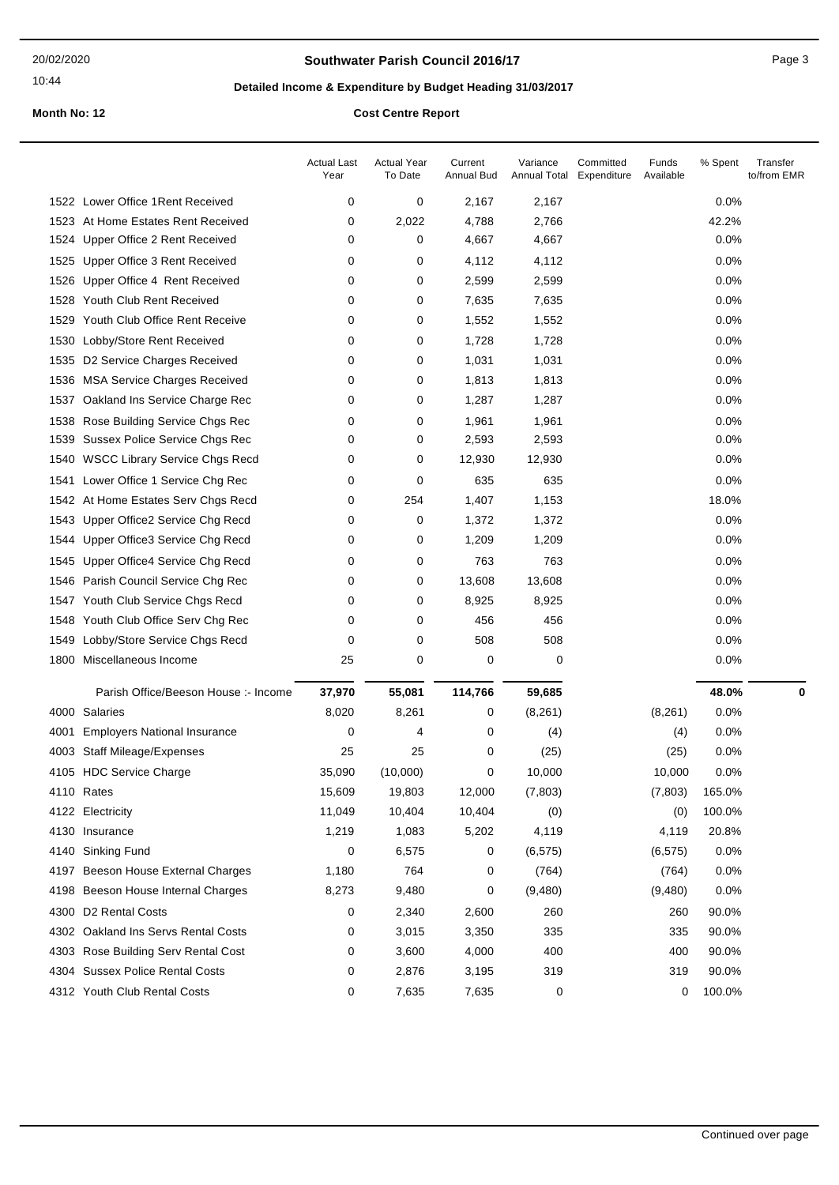**Southwater Parish Council 2016/17**

**Detailed Income & Expenditure by Budget Heading 31/03/2017**

**Month No: 12**

**Cost Centre Report**

| | | Actual Last Year | Actual Year To Date | Current Annual Bud | Variance Annual Total | Committed Expenditure | Funds Available | % Spent | Transfer to/from EMR |
|---|---|---|---|---|---|---|---|---|---|
| 1522 | Lower Office 1Rent Received | 0 | 0 | 2,167 | 2,167 | | | 0.0% | |
| 1523 | At Home Estates Rent Received | 0 | 2,022 | 4,788 | 2,766 | | | 42.2% | |
| 1524 | Upper Office 2 Rent Received | 0 | 0 | 4,667 | 4,667 | | | 0.0% | |
| 1525 | Upper Office 3 Rent Received | 0 | 0 | 4,112 | 4,112 | | | 0.0% | |
| 1526 | Upper Office 4 Rent Received | 0 | 0 | 2,599 | 2,599 | | | 0.0% | |
| 1528 | Youth Club Rent Received | 0 | 0 | 7,635 | 7,635 | | | 0.0% | |
| 1529 | Youth Club Office Rent Receive | 0 | 0 | 1,552 | 1,552 | | | 0.0% | |
| 1530 | Lobby/Store Rent Received | 0 | 0 | 1,728 | 1,728 | | | 0.0% | |
| 1535 | D2 Service Charges Received | 0 | 0 | 1,031 | 1,031 | | | 0.0% | |
| 1536 | MSA Service Charges Received | 0 | 0 | 1,813 | 1,813 | | | 0.0% | |
| 1537 | Oakland Ins Service Charge Rec | 0 | 0 | 1,287 | 1,287 | | | 0.0% | |
| 1538 | Rose Building Service Chgs Rec | 0 | 0 | 1,961 | 1,961 | | | 0.0% | |
| 1539 | Sussex Police Service Chgs Rec | 0 | 0 | 2,593 | 2,593 | | | 0.0% | |
| 1540 | WSCC Library Service Chgs Recd | 0 | 0 | 12,930 | 12,930 | | | 0.0% | |
| 1541 | Lower Office 1 Service Chg Rec | 0 | 0 | 635 | 635 | | | 0.0% | |
| 1542 | At Home Estates Serv Chgs Recd | 0 | 254 | 1,407 | 1,153 | | | 18.0% | |
| 1543 | Upper Office2 Service Chg Recd | 0 | 0 | 1,372 | 1,372 | | | 0.0% | |
| 1544 | Upper Office3 Service Chg Recd | 0 | 0 | 1,209 | 1,209 | | | 0.0% | |
| 1545 | Upper Office4 Service Chg Recd | 0 | 0 | 763 | 763 | | | 0.0% | |
| 1546 | Parish Council Service Chg Rec | 0 | 0 | 13,608 | 13,608 | | | 0.0% | |
| 1547 | Youth Club Service Chgs Recd | 0 | 0 | 8,925 | 8,925 | | | 0.0% | |
| 1548 | Youth Club Office Serv Chg Rec | 0 | 0 | 456 | 456 | | | 0.0% | |
| 1549 | Lobby/Store Service Chgs Recd | 0 | 0 | 508 | 508 | | | 0.0% | |
| 1800 | Miscellaneous Income | 25 | 0 | 0 | 0 | | | 0.0% | |
| | **Parish Office/Beeson House :- Income** | **37,970** | **55,081** | **114,766** | **59,685** | | | **48.0%** | **0** |
| 4000 | Salaries | 8,020 | 8,261 | 0 | (8,261) | | (8,261) | 0.0% | |
| 4001 | Employers National Insurance | 0 | 4 | 0 | (4) | | (4) | 0.0% | |
| 4003 | Staff Mileage/Expenses | 25 | 25 | 0 | (25) | | (25) | 0.0% | |
| 4105 | HDC Service Charge | 35,090 | (10,000) | 0 | 10,000 | | 10,000 | 0.0% | |
| 4110 | Rates | 15,609 | 19,803 | 12,000 | (7,803) | | (7,803) | 165.0% | |
| 4122 | Electricity | 11,049 | 10,404 | 10,404 | (0) | | (0) | 100.0% | |
| 4130 | Insurance | 1,219 | 1,083 | 5,202 | 4,119 | | 4,119 | 20.8% | |
| 4140 | Sinking Fund | 0 | 6,575 | 0 | (6,575) | | (6,575) | 0.0% | |
| 4197 | Beeson House External Charges | 1,180 | 764 | 0 | (764) | | (764) | 0.0% | |
| 4198 | Beeson House Internal Charges | 8,273 | 9,480 | 0 | (9,480) | | (9,480) | 0.0% | |
| 4300 | D2 Rental Costs | 0 | 2,340 | 2,600 | 260 | | 260 | 90.0% | |
| 4302 | Oakland Ins Servs Rental Costs | 0 | 3,015 | 3,350 | 335 | | 335 | 90.0% | |
| 4303 | Rose Building Serv Rental Cost | 0 | 3,600 | 4,000 | 400 | | 400 | 90.0% | |
| 4304 | Sussex Police Rental Costs | 0 | 2,876 | 3,195 | 319 | | 319 | 90.0% | |
| 4312 | Youth Club Rental Costs | 0 | 7,635 | 7,635 | 0 | | 0 | 100.0% | |

Continued over page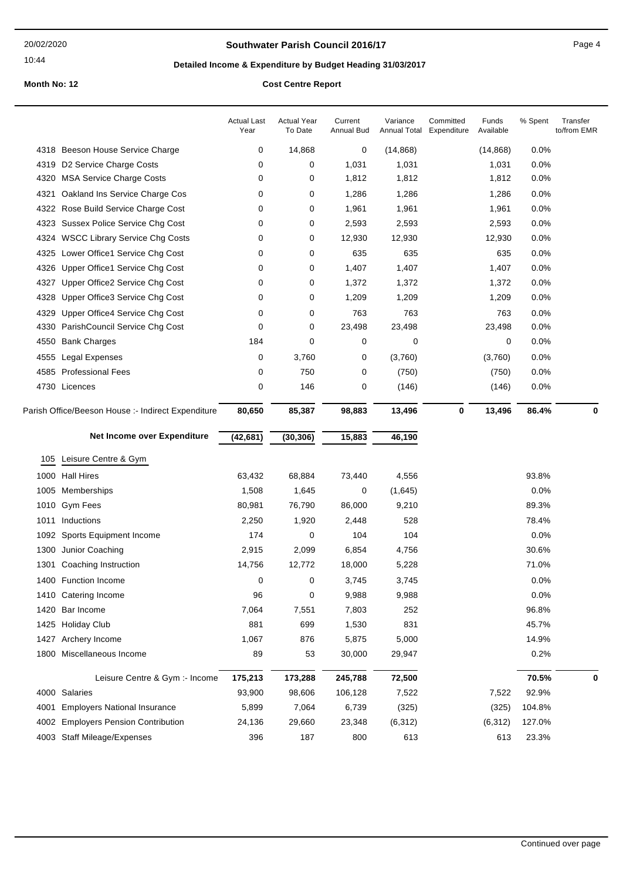## Southwater Parish Council 2016/17

### Detailed Income & Expenditure by Budget Heading 31/03/2017

**Month No: 12** — **Cost Centre Report**

| | | Actual Last Year | Actual Year To Date | Current Annual Bud | Variance Annual Total | Committed Expenditure | Funds Available | % Spent | Transfer to/from EMR |
|---|---|---|---|---|---|---|---|---|---|
| 4318 | Beeson House Service Charge | 0 | 14,868 | 0 | (14,868) | | (14,868) | 0.0% | |
| 4319 | D2 Service Charge Costs | 0 | 0 | 1,031 | 1,031 | | 1,031 | 0.0% | |
| 4320 | MSA Service Charge Costs | 0 | 0 | 1,812 | 1,812 | | 1,812 | 0.0% | |
| 4321 | Oakland Ins Service Charge Cos | 0 | 0 | 1,286 | 1,286 | | 1,286 | 0.0% | |
| 4322 | Rose Build Service Charge Cost | 0 | 0 | 1,961 | 1,961 | | 1,961 | 0.0% | |
| 4323 | Sussex Police Service Chg Cost | 0 | 0 | 2,593 | 2,593 | | 2,593 | 0.0% | |
| 4324 | WSCC Library Service Chg Costs | 0 | 0 | 12,930 | 12,930 | | 12,930 | 0.0% | |
| 4325 | Lower Office1 Service Chg Cost | 0 | 0 | 635 | 635 | | 635 | 0.0% | |
| 4326 | Upper Office1 Service Chg Cost | 0 | 0 | 1,407 | 1,407 | | 1,407 | 0.0% | |
| 4327 | Upper Office2 Service Chg Cost | 0 | 0 | 1,372 | 1,372 | | 1,372 | 0.0% | |
| 4328 | Upper Office3 Service Chg Cost | 0 | 0 | 1,209 | 1,209 | | 1,209 | 0.0% | |
| 4329 | Upper Office4 Service Chg Cost | 0 | 0 | 763 | 763 | | 763 | 0.0% | |
| 4330 | ParishCouncil Service Chg Cost | 0 | 0 | 23,498 | 23,498 | | 23,498 | 0.0% | |
| 4550 | Bank Charges | 184 | 0 | 0 | 0 | | 0 | 0.0% | |
| 4555 | Legal Expenses | 0 | 3,760 | 0 | (3,760) | | (3,760) | 0.0% | |
| 4585 | Professional Fees | 0 | 750 | 0 | (750) | | (750) | 0.0% | |
| 4730 | Licences | 0 | 146 | 0 | (146) | | (146) | 0.0% | |
| | **Parish Office/Beeson House :- Indirect Expenditure** | **80,650** | **85,387** | **98,883** | **13,496** | **0** | **13,496** | **86.4%** | **0** |
| | **Net Income over Expenditure** | **(42,681)** | **(30,306)** | **15,883** | **46,190** | | | | |
| **105** | **Leisure Centre & Gym** | | | | | | | | |
| 1000 | Hall Hires | 63,432 | 68,884 | 73,440 | 4,556 | | | 93.8% | |
| 1005 | Memberships | 1,508 | 1,645 | 0 | (1,645) | | | 0.0% | |
| 1010 | Gym Fees | 80,981 | 76,790 | 86,000 | 9,210 | | | 89.3% | |
| 1011 | Inductions | 2,250 | 1,920 | 2,448 | 528 | | | 78.4% | |
| 1092 | Sports Equipment Income | 174 | 0 | 104 | 104 | | | 0.0% | |
| 1300 | Junior Coaching | 2,915 | 2,099 | 6,854 | 4,756 | | | 30.6% | |
| 1301 | Coaching Instruction | 14,756 | 12,772 | 18,000 | 5,228 | | | 71.0% | |
| 1400 | Function Income | 0 | 0 | 3,745 | 3,745 | | | 0.0% | |
| 1410 | Catering Income | 96 | 0 | 9,988 | 9,988 | | | 0.0% | |
| 1420 | Bar Income | 7,064 | 7,551 | 7,803 | 252 | | | 96.8% | |
| 1425 | Holiday Club | 881 | 699 | 1,530 | 831 | | | 45.7% | |
| 1427 | Archery Income | 1,067 | 876 | 5,875 | 5,000 | | | 14.9% | |
| 1800 | Miscellaneous Income | 89 | 53 | 30,000 | 29,947 | | | 0.2% | |
| | Leisure Centre & Gym :- Income | **175,213** | **173,288** | **245,788** | **72,500** | | | **70.5%** | **0** |
| 4000 | Salaries | 93,900 | 98,606 | 106,128 | 7,522 | | 7,522 | 92.9% | |
| 4001 | Employers National Insurance | 5,899 | 7,064 | 6,739 | (325) | | (325) | 104.8% | |
| 4002 | Employers Pension Contribution | 24,136 | 29,660 | 23,348 | (6,312) | | (6,312) | 127.0% | |
| 4003 | Staff Mileage/Expenses | 396 | 187 | 800 | 613 | | 613 | 23.3% | |

Continued over page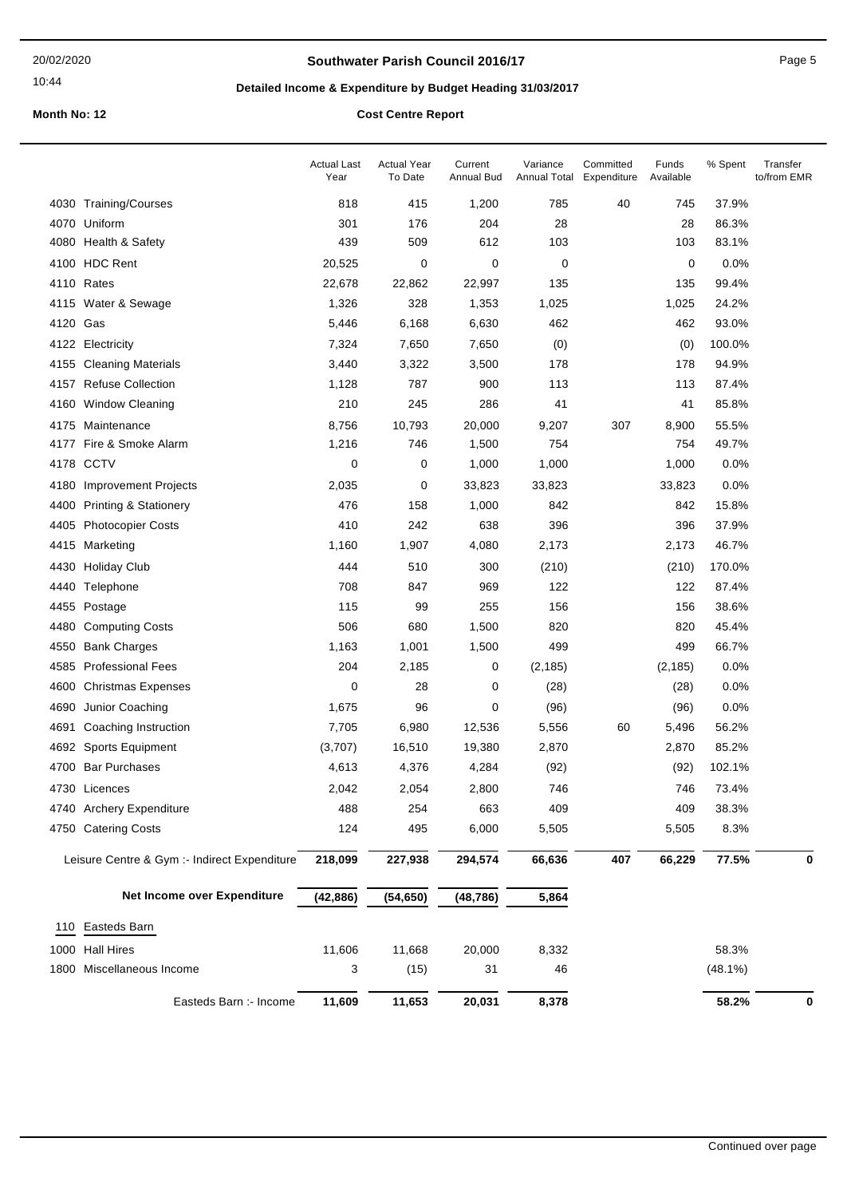## Southwater Parish Council 2016/17

### Detailed Income & Expenditure by Budget Heading 31/03/2017

**Month No: 12** **Cost Centre Report**

| | Actual Last Year | Actual Year To Date | Current Annual Bud | Variance Annual Total | Committed Expenditure | Funds Available | % Spent | Transfer to/from EMR |
|---|---|---|---|---|---|---|---|---|
| 4030 Training/Courses | 818 | 415 | 1,200 | 785 | 40 | 745 | 37.9% | |
| 4070 Uniform | 301 | 176 | 204 | 28 | | 28 | 86.3% | |
| 4080 Health & Safety | 439 | 509 | 612 | 103 | | 103 | 83.1% | |
| 4100 HDC Rent | 20,525 | 0 | 0 | 0 | | 0 | 0.0% | |
| 4110 Rates | 22,678 | 22,862 | 22,997 | 135 | | 135 | 99.4% | |
| 4115 Water & Sewage | 1,326 | 328 | 1,353 | 1,025 | | 1,025 | 24.2% | |
| 4120 Gas | 5,446 | 6,168 | 6,630 | 462 | | 462 | 93.0% | |
| 4122 Electricity | 7,324 | 7,650 | 7,650 | (0) | | (0) | 100.0% | |
| 4155 Cleaning Materials | 3,440 | 3,322 | 3,500 | 178 | | 178 | 94.9% | |
| 4157 Refuse Collection | 1,128 | 787 | 900 | 113 | | 113 | 87.4% | |
| 4160 Window Cleaning | 210 | 245 | 286 | 41 | | 41 | 85.8% | |
| 4175 Maintenance | 8,756 | 10,793 | 20,000 | 9,207 | 307 | 8,900 | 55.5% | |
| 4177 Fire & Smoke Alarm | 1,216 | 746 | 1,500 | 754 | | 754 | 49.7% | |
| 4178 CCTV | 0 | 0 | 1,000 | 1,000 | | 1,000 | 0.0% | |
| 4180 Improvement Projects | 2,035 | 0 | 33,823 | 33,823 | | 33,823 | 0.0% | |
| 4400 Printing & Stationery | 476 | 158 | 1,000 | 842 | | 842 | 15.8% | |
| 4405 Photocopier Costs | 410 | 242 | 638 | 396 | | 396 | 37.9% | |
| 4415 Marketing | 1,160 | 1,907 | 4,080 | 2,173 | | 2,173 | 46.7% | |
| 4430 Holiday Club | 444 | 510 | 300 | (210) | | (210) | 170.0% | |
| 4440 Telephone | 708 | 847 | 969 | 122 | | 122 | 87.4% | |
| 4455 Postage | 115 | 99 | 255 | 156 | | 156 | 38.6% | |
| 4480 Computing Costs | 506 | 680 | 1,500 | 820 | | 820 | 45.4% | |
| 4550 Bank Charges | 1,163 | 1,001 | 1,500 | 499 | | 499 | 66.7% | |
| 4585 Professional Fees | 204 | 2,185 | 0 | (2,185) | | (2,185) | 0.0% | |
| 4600 Christmas Expenses | 0 | 28 | 0 | (28) | | (28) | 0.0% | |
| 4690 Junior Coaching | 1,675 | 96 | 0 | (96) | | (96) | 0.0% | |
| 4691 Coaching Instruction | 7,705 | 6,980 | 12,536 | 5,556 | 60 | 5,496 | 56.2% | |
| 4692 Sports Equipment | (3,707) | 16,510 | 19,380 | 2,870 | | 2,870 | 85.2% | |
| 4700 Bar Purchases | 4,613 | 4,376 | 4,284 | (92) | | (92) | 102.1% | |
| 4730 Licences | 2,042 | 2,054 | 2,800 | 746 | | 746 | 73.4% | |
| 4740 Archery Expenditure | 488 | 254 | 663 | 409 | | 409 | 38.3% | |
| 4750 Catering Costs | 124 | 495 | 6,000 | 5,505 | | 5,505 | 8.3% | |
| Leisure Centre & Gym :- Indirect Expenditure | **218,099** | **227,938** | **294,574** | **66,636** | **407** | **66,229** | **77.5%** | **0** |
| **Net Income over Expenditure** | **(42,886)** | **(54,650)** | **(48,786)** | **5,864** | | | | |
| 110 Easteds Barn | | | | | | | | |
| 1000 Hall Hires | 11,606 | 11,668 | 20,000 | 8,332 | | | 58.3% | |
| 1800 Miscellaneous Income | 3 | (15) | 31 | 46 | | | (48.1%) | |
| Easteds Barn :- Income | **11,609** | **11,653** | **20,031** | **8,378** | | | **58.2%** | **0** |

Continued over page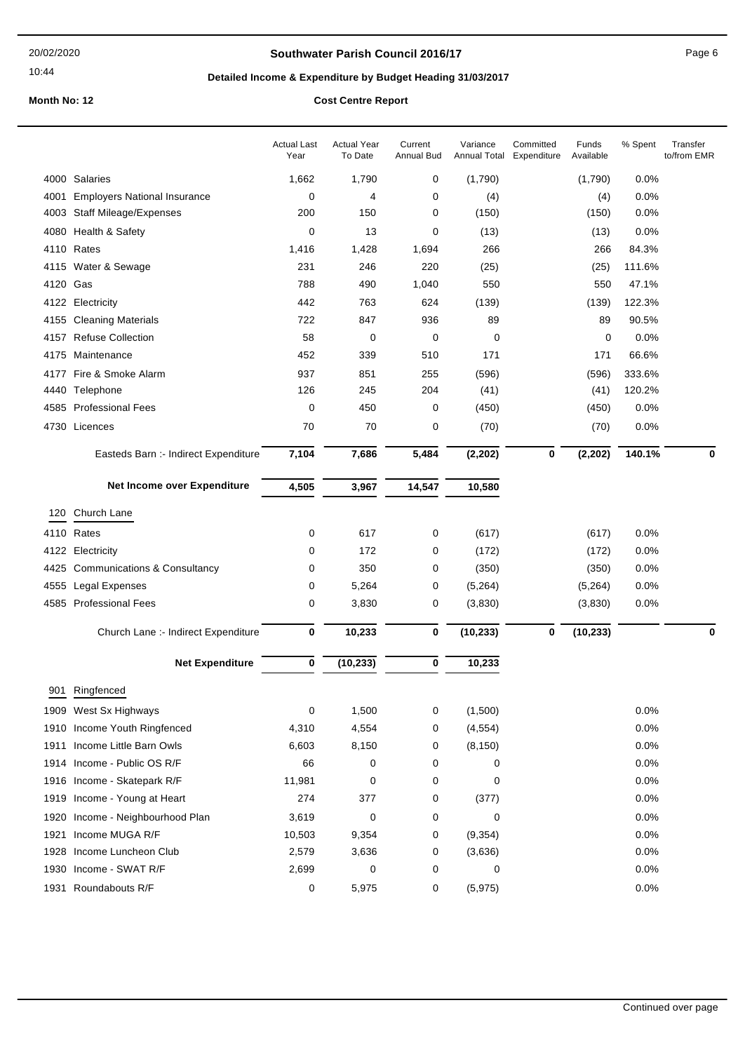**Southwater Parish Council 2016/17**

**Detailed Income & Expenditure by Budget Heading 31/03/2017**

**Month No: 12** — **Cost Centre Report**

| | | Actual Last Year | Actual Year To Date | Current Annual Bud | Variance Annual Total | Committed Expenditure | Funds Available | % Spent | Transfer to/from EMR |
|---|---|---|---|---|---|---|---|---|---|
| 4000 | Salaries | 1,662 | 1,790 | 0 | (1,790) | | (1,790) | 0.0% | |
| 4001 | Employers National Insurance | 0 | 4 | 0 | (4) | | (4) | 0.0% | |
| 4003 | Staff Mileage/Expenses | 200 | 150 | 0 | (150) | | (150) | 0.0% | |
| 4080 | Health & Safety | 0 | 13 | 0 | (13) | | (13) | 0.0% | |
| 4110 | Rates | 1,416 | 1,428 | 1,694 | 266 | | 266 | 84.3% | |
| 4115 | Water & Sewage | 231 | 246 | 220 | (25) | | (25) | 111.6% | |
| 4120 | Gas | 788 | 490 | 1,040 | 550 | | 550 | 47.1% | |
| 4122 | Electricity | 442 | 763 | 624 | (139) | | (139) | 122.3% | |
| 4155 | Cleaning Materials | 722 | 847 | 936 | 89 | | 89 | 90.5% | |
| 4157 | Refuse Collection | 58 | 0 | 0 | 0 | | 0 | 0.0% | |
| 4175 | Maintenance | 452 | 339 | 510 | 171 | | 171 | 66.6% | |
| 4177 | Fire & Smoke Alarm | 937 | 851 | 255 | (596) | | (596) | 333.6% | |
| 4440 | Telephone | 126 | 245 | 204 | (41) | | (41) | 120.2% | |
| 4585 | Professional Fees | 0 | 450 | 0 | (450) | | (450) | 0.0% | |
| 4730 | Licences | 70 | 70 | 0 | (70) | | (70) | 0.0% | |
| | **Easteds Barn :- Indirect Expenditure** | **7,104** | **7,686** | **5,484** | **(2,202)** | **0** | **(2,202)** | **140.1%** | **0** |
| | **Net Income over Expenditure** | **4,505** | **3,967** | **14,547** | **10,580** | | | | |
| **120** | **Church Lane** | | | | | | | | |
| 4110 | Rates | 0 | 617 | 0 | (617) | | (617) | 0.0% | |
| 4122 | Electricity | 0 | 172 | 0 | (172) | | (172) | 0.0% | |
| 4425 | Communications & Consultancy | 0 | 350 | 0 | (350) | | (350) | 0.0% | |
| 4555 | Legal Expenses | 0 | 5,264 | 0 | (5,264) | | (5,264) | 0.0% | |
| 4585 | Professional Fees | 0 | 3,830 | 0 | (3,830) | | (3,830) | 0.0% | |
| | **Church Lane :- Indirect Expenditure** | **0** | **10,233** | **0** | **(10,233)** | **0** | **(10,233)** | | **0** |
| | **Net Expenditure** | **0** | **(10,233)** | **0** | **10,233** | | | | |
| **901** | **Ringfenced** | | | | | | | | |
| 1909 | West Sx Highways | 0 | 1,500 | 0 | (1,500) | | | 0.0% | |
| 1910 | Income Youth Ringfenced | 4,310 | 4,554 | 0 | (4,554) | | | 0.0% | |
| 1911 | Income Little Barn Owls | 6,603 | 8,150 | 0 | (8,150) | | | 0.0% | |
| 1914 | Income - Public OS R/F | 66 | 0 | 0 | 0 | | | 0.0% | |
| 1916 | Income - Skatepark R/F | 11,981 | 0 | 0 | 0 | | | 0.0% | |
| 1919 | Income - Young at Heart | 274 | 377 | 0 | (377) | | | 0.0% | |
| 1920 | Income - Neighbourhood Plan | 3,619 | 0 | 0 | 0 | | | 0.0% | |
| 1921 | Income MUGA R/F | 10,503 | 9,354 | 0 | (9,354) | | | 0.0% | |
| 1928 | Income Luncheon Club | 2,579 | 3,636 | 0 | (3,636) | | | 0.0% | |
| 1930 | Income - SWAT R/F | 2,699 | 0 | 0 | 0 | | | 0.0% | |
| 1931 | Roundabouts R/F | 0 | 5,975 | 0 | (5,975) | | | 0.0% | |

Continued over page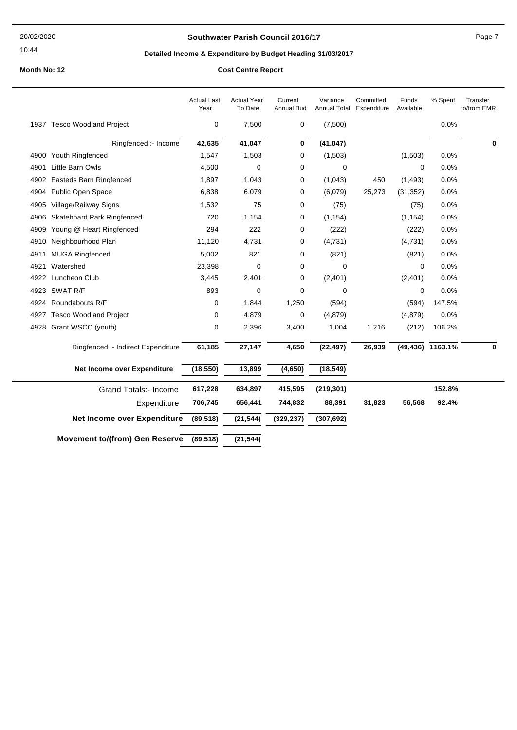**Southwater Parish Council 2016/17**

**Detailed Income & Expenditure by Budget Heading 31/03/2017**

**Month No: 12**

**Cost Centre Report**

| | | Actual Last Year | Actual Year To Date | Current Annual Bud | Variance Annual Total | Committed Expenditure | Funds Available | % Spent | Transfer to/from EMR |
|---|---|---|---|---|---|---|---|---|---|
| 1937 | Tesco Woodland Project | 0 | 7,500 | 0 | (7,500) | | | 0.0% | |
| | Ringfenced :- Income | 42,635 | 41,047 | 0 | (41,047) | | | | 0 |
| 4900 | Youth Ringfenced | 1,547 | 1,503 | 0 | (1,503) | | (1,503) | 0.0% | |
| 4901 | Little Barn Owls | 4,500 | 0 | 0 | 0 | | 0 | 0.0% | |
| 4902 | Easteds Barn Ringfenced | 1,897 | 1,043 | 0 | (1,043) | 450 | (1,493) | 0.0% | |
| 4904 | Public Open Space | 6,838 | 6,079 | 0 | (6,079) | 25,273 | (31,352) | 0.0% | |
| 4905 | Village/Railway Signs | 1,532 | 75 | 0 | (75) | | (75) | 0.0% | |
| 4906 | Skateboard Park Ringfenced | 720 | 1,154 | 0 | (1,154) | | (1,154) | 0.0% | |
| 4909 | Young @ Heart Ringfenced | 294 | 222 | 0 | (222) | | (222) | 0.0% | |
| 4910 | Neighbourhood Plan | 11,120 | 4,731 | 0 | (4,731) | | (4,731) | 0.0% | |
| 4911 | MUGA Ringfenced | 5,002 | 821 | 0 | (821) | | (821) | 0.0% | |
| 4921 | Watershed | 23,398 | 0 | 0 | 0 | | 0 | 0.0% | |
| 4922 | Luncheon Club | 3,445 | 2,401 | 0 | (2,401) | | (2,401) | 0.0% | |
| 4923 | SWAT R/F | 893 | 0 | 0 | 0 | | 0 | 0.0% | |
| 4924 | Roundabouts R/F | 0 | 1,844 | 1,250 | (594) | | (594) | 147.5% | |
| 4927 | Tesco Woodland Project | 0 | 4,879 | 0 | (4,879) | | (4,879) | 0.0% | |
| 4928 | Grant WSCC (youth) | 0 | 2,396 | 3,400 | 1,004 | 1,216 | (212) | 106.2% | |
| | Ringfenced :- Indirect Expenditure | 61,185 | 27,147 | 4,650 | (22,497) | 26,939 | (49,436) | 1163.1% | 0 |
| | **Net Income over Expenditure** | (18,550) | 13,899 | (4,650) | (18,549) | | | | |
| | Grand Totals:- Income | 617,228 | 634,897 | 415,595 | (219,301) | | | 152.8% | |
| | Expenditure | 706,745 | 656,441 | 744,832 | 88,391 | 31,823 | 56,568 | 92.4% | |
| | **Net Income over Expenditure** | (89,518) | (21,544) | (329,237) | (307,692) | | | | |
| | **Movement to/(from) Gen Reserve** | (89,518) | (21,544) | | | | | | |